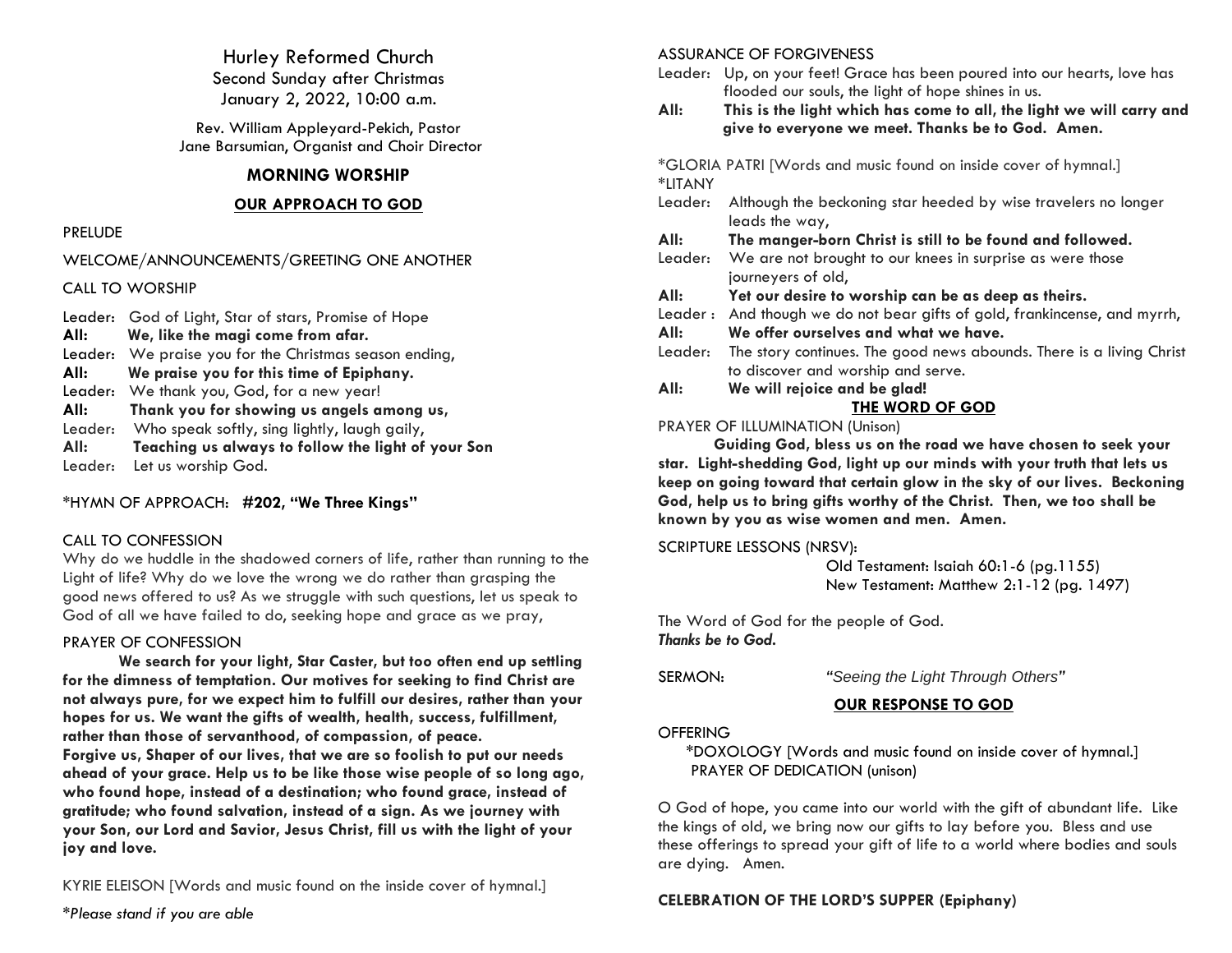Hurley Reformed Church
Second Sunday after Christmas
January 2, 2022, 10:00 a.m.

Rev. William Appleyard-Pekich, Pastor
Jane Barsumian, Organist and Choir Director

## MORNING WORSHIP

### OUR APPROACH TO GOD

PRELUDE

WELCOME/ANNOUNCEMENTS/GREETING ONE ANOTHER

CALL TO WORSHIP

Leader: God of Light, Star of stars, Promise of Hope
**All: We, like the magi come from afar.**
Leader: We praise you for the Christmas season ending,
**All: We praise you for this time of Epiphany.**
Leader: We thank you, God, for a new year!
**All: Thank you for showing us angels among us,**
Leader: Who speak softly, sing lightly, laugh gaily,
**All: Teaching us always to follow the light of your Son**
Leader: Let us worship God.

*HYMN OF APPROACH: **#202, "We Three Kings"**

CALL TO CONFESSION

Why do we huddle in the shadowed corners of life, rather than running to the Light of life? Why do we love the wrong we do rather than grasping the good news offered to us? As we struggle with such questions, let us speak to God of all we have failed to do, seeking hope and grace as we pray,

PRAYER OF CONFESSION

**We search for your light, Star Caster, but too often end up settling for the dimness of temptation. Our motives for seeking to find Christ are not always pure, for we expect him to fulfill our desires, rather than your hopes for us. We want the gifts of wealth, health, success, fulfillment, rather than those of servanthood, of compassion, of peace.**
**Forgive us, Shaper of our lives, that we are so foolish to put our needs ahead of your grace. Help us to be like those wise people of so long ago, who found hope, instead of a destination; who found grace, instead of gratitude; who found salvation, instead of a sign. As we journey with your Son, our Lord and Savior, Jesus Christ, fill us with the light of your joy and love.**

KYRIE ELEISON [Words and music found on the inside cover of hymnal.]

**Please stand if you are able*

ASSURANCE OF FORGIVENESS

Leader: Up, on your feet! Grace has been poured into our hearts, love has flooded our souls, the light of hope shines in us.
**All: This is the light which has come to all, the light we will carry and give to everyone we meet. Thanks be to God. Amen.**

*GLORIA PATRI [Words and music found on inside cover of hymnal.]
*LITANY

Leader: Although the beckoning star heeded by wise travelers no longer leads the way,
**All: The manger-born Christ is still to be found and followed.**
Leader: We are not brought to our knees in surprise as were those journeyers of old,
**All: Yet our desire to worship can be as deep as theirs.**
Leader : And though we do not bear gifts of gold, frankincense, and myrrh,
**All: We offer ourselves and what we have.**
Leader: The story continues. The good news abounds. There is a living Christ to discover and worship and serve.
**All: We will rejoice and be glad!**

### THE WORD OF GOD

PRAYER OF ILLUMINATION (Unison)

**Guiding God, bless us on the road we have chosen to seek your star. Light-shedding God, light up our minds with your truth that lets us keep on going toward that certain glow in the sky of our lives. Beckoning God, help us to bring gifts worthy of the Christ. Then, we too shall be known by you as wise women and men. Amen.**

SCRIPTURE LESSONS (NRSV):
Old Testament: Isaiah 60:1-6 (pg.1155)
New Testament: Matthew 2:1-12 (pg. 1497)

The Word of God for the people of God.
***Thanks be to God.***

SERMON: *"Seeing the Light Through Others"*

### OUR RESPONSE TO GOD

OFFERING
*DOXOLOGY [Words and music found on inside cover of hymnal.]
PRAYER OF DEDICATION (unison)

O God of hope, you came into our world with the gift of abundant life. Like the kings of old, we bring now our gifts to lay before you. Bless and use these offerings to spread your gift of life to a world where bodies and souls are dying. Amen.

**CELEBRATION OF THE LORD'S SUPPER (Epiphany)**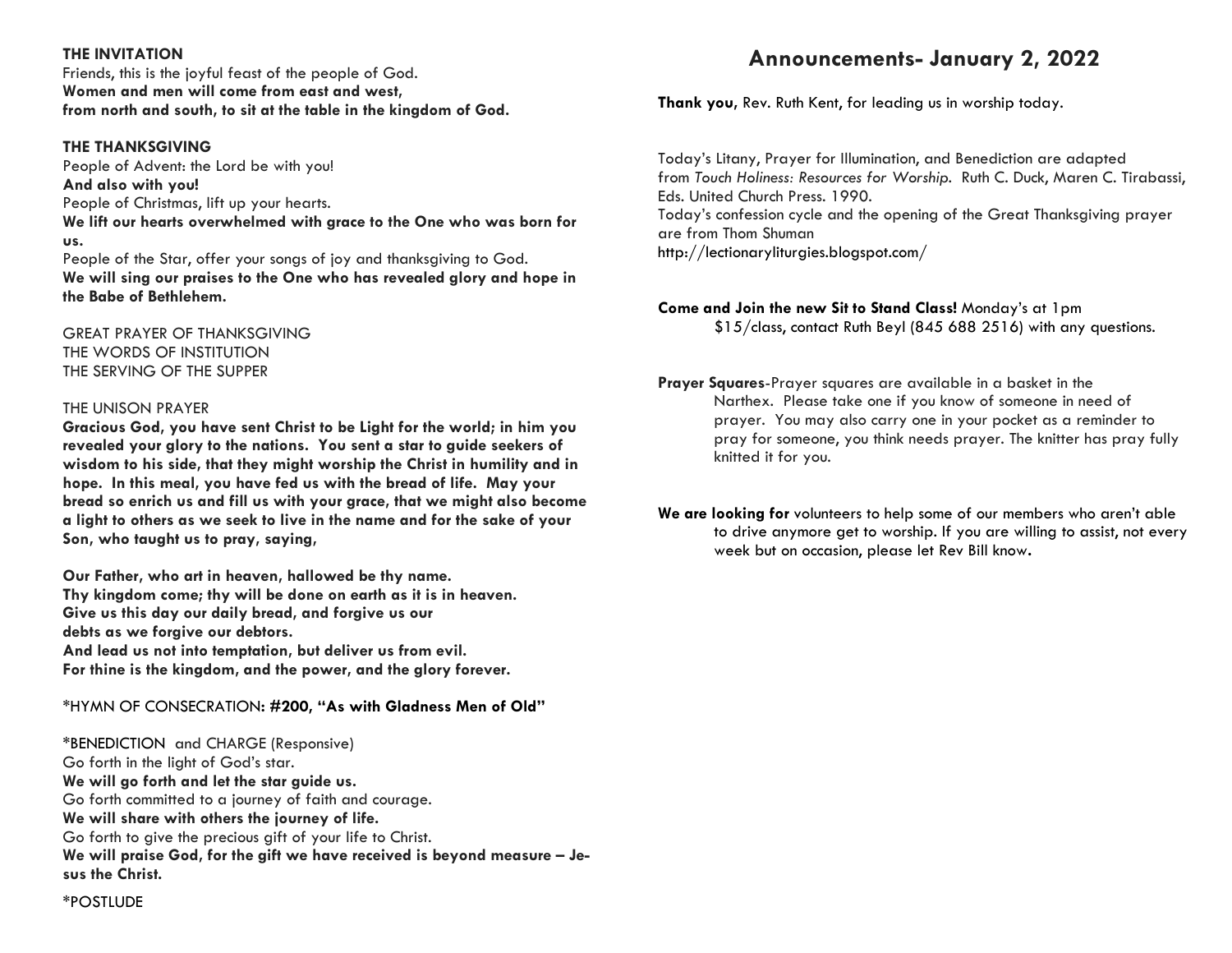**THE INVITATION**
Friends, this is the joyful feast of the people of God.
**Women and men will come from east and west,**
**from north and south, to sit at the table in the kingdom of God.**

**THE THANKSGIVING**
People of Advent: the Lord be with you!
**And also with you!**
People of Christmas, lift up your hearts.
**We lift our hearts overwhelmed with grace to the One who was born for us.**
People of the Star, offer your songs of joy and thanksgiving to God.
**We will sing our praises to the One who has revealed glory and hope in the Babe of Bethlehem.**

GREAT PRAYER OF THANKSGIVING
THE WORDS OF INSTITUTION
THE SERVING OF THE SUPPER

THE UNISON PRAYER
**Gracious God, you have sent Christ to be Light for the world; in him you revealed your glory to the nations. You sent a star to guide seekers of wisdom to his side, that they might worship the Christ in humility and in hope. In this meal, you have fed us with the bread of life. May your bread so enrich us and fill us with your grace, that we might also become a light to others as we seek to live in the name and for the sake of your Son, who taught us to pray, saying,**

**Our Father, who art in heaven, hallowed be thy name.**
**Thy kingdom come; thy will be done on earth as it is in heaven.**
**Give us this day our daily bread, and forgive us our**
**debts as we forgive our debtors.**
**And lead us not into temptation, but deliver us from evil.**
**For thine is the kingdom, and the power, and the glory forever.**

*HYMN OF CONSECRATION: **#200, "As with Gladness Men of Old"**

*BENEDICTION and CHARGE (Responsive)
Go forth in the light of God's star.
**We will go forth and let the star guide us.**
Go forth committed to a journey of faith and courage.
**We will share with others the journey of life.**
Go forth to give the precious gift of your life to Christ.
**We will praise God, for the gift we have received is beyond measure – Jesus the Christ.**

*POSTLUDE

## Announcements- January 2, 2022

**Thank you,** Rev. Ruth Kent, for leading us in worship today.

Today's Litany, Prayer for Illumination, and Benediction are adapted from *Touch Holiness: Resources for Worship*. Ruth C. Duck, Maren C. Tirabassi, Eds. United Church Press. 1990.
Today's confession cycle and the opening of the Great Thanksgiving prayer are from Thom Shuman
http://lectionaryliturgies.blogspot.com/

**Come and Join the new Sit to Stand Class!** Monday's at 1pm
$15/class, contact Ruth Beyl (845 688 2516) with any questions.

**Prayer Squares**-Prayer squares are available in a basket in the Narthex. Please take one if you know of someone in need of prayer. You may also carry one in your pocket as a reminder to pray for someone, you think needs prayer. The knitter has pray fully knitted it for you.

**We are looking for** volunteers to help some of our members who aren't able to drive anymore get to worship. If you are willing to assist, not every week but on occasion, please let Rev Bill know.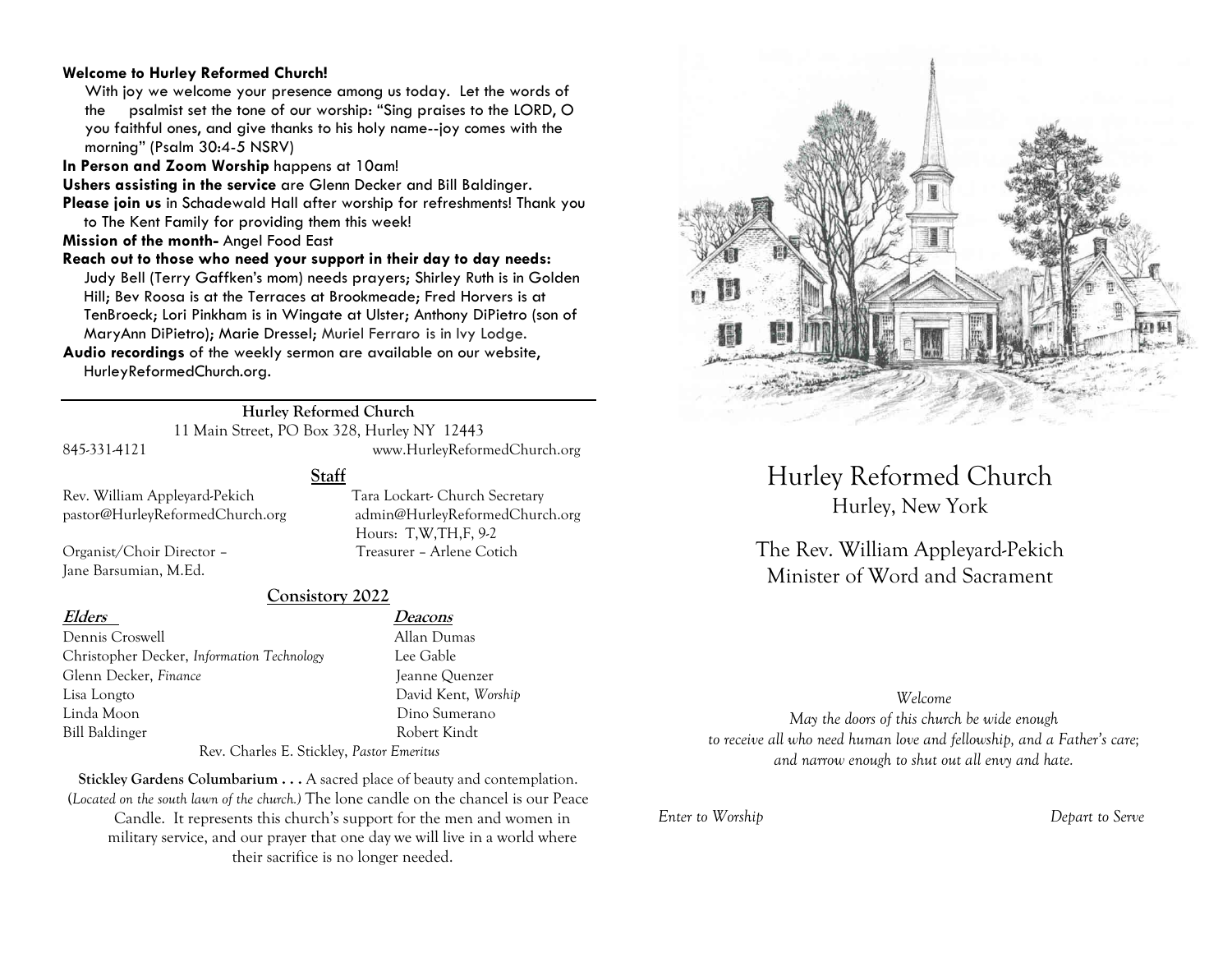**Welcome to Hurley Reformed Church!**

With joy we welcome your presence among us today. Let the words of the psalmist set the tone of our worship: "Sing praises to the LORD, O you faithful ones, and give thanks to his holy name--joy comes with the morning" (Psalm 30:4-5 NSRV)

**In Person and Zoom Worship** happens at 10am!

**Ushers assisting in the service** are Glenn Decker and Bill Baldinger.

**Please join us** in Schadewald Hall after worship for refreshments! Thank you to The Kent Family for providing them this week!

**Mission of the month-** Angel Food East

**Reach out to those who need your support in their day to day needs:** Judy Bell (Terry Gaffken's mom) needs prayers; Shirley Ruth is in Golden Hill; Bev Roosa is at the Terraces at Brookmeade; Fred Horvers is at TenBroeck; Lori Pinkham is in Wingate at Ulster; Anthony DiPietro (son of MaryAnn DiPietro); Marie Dressel; Muriel Ferraro is in Ivy Lodge.

**Audio recordings** of the weekly sermon are available on our website, HurleyReformedChurch.org.

---

**Hurley Reformed Church**
11 Main Street, PO Box 328, Hurley NY 12443
845-331-4121 www.HurleyReformedChurch.org

**Staff**

Rev. William Appleyard-Pekich
pastor@HurleyReformedChurch.org

Tara Lockart- Church Secretary
admin@HurleyReformedChurch.org
Hours: T,W,TH,F, 9-2

Organist/Choir Director – Jane Barsumian, M.Ed.

Treasurer – Arlene Cotich

**Consistory 2022**

| ***Elders*** | ***Deacons*** |
|---|---|
| Dennis Croswell | Allan Dumas |
| Christopher Decker, *Information Technology* | Lee Gable |
| Glenn Decker, *Finance* | Jeanne Quenzer |
| Lisa Longto | David Kent, *Worship* |
| Linda Moon | Dino Sumerano |
| Bill Baldinger | Robert Kindt |

Rev. Charles E. Stickley, *Pastor Emeritus*

**Stickley Gardens Columbarium . . .** A sacred place of beauty and contemplation. (*Located on the south lawn of the church.*) The lone candle on the chancel is our Peace Candle. It represents this church's support for the men and women in military service, and our prayer that one day we will live in a world where their sacrifice is no longer needed.

# Hurley Reformed Church

## Hurley, New York

The Rev. William Appleyard-Pekich
Minister of Word and Sacrament

*Welcome*
*May the doors of this church be wide enough*
*to receive all who need human love and fellowship, and a Father's care;*
*and narrow enough to shut out all envy and hate.*

*Enter to Worship* *Depart to Serve*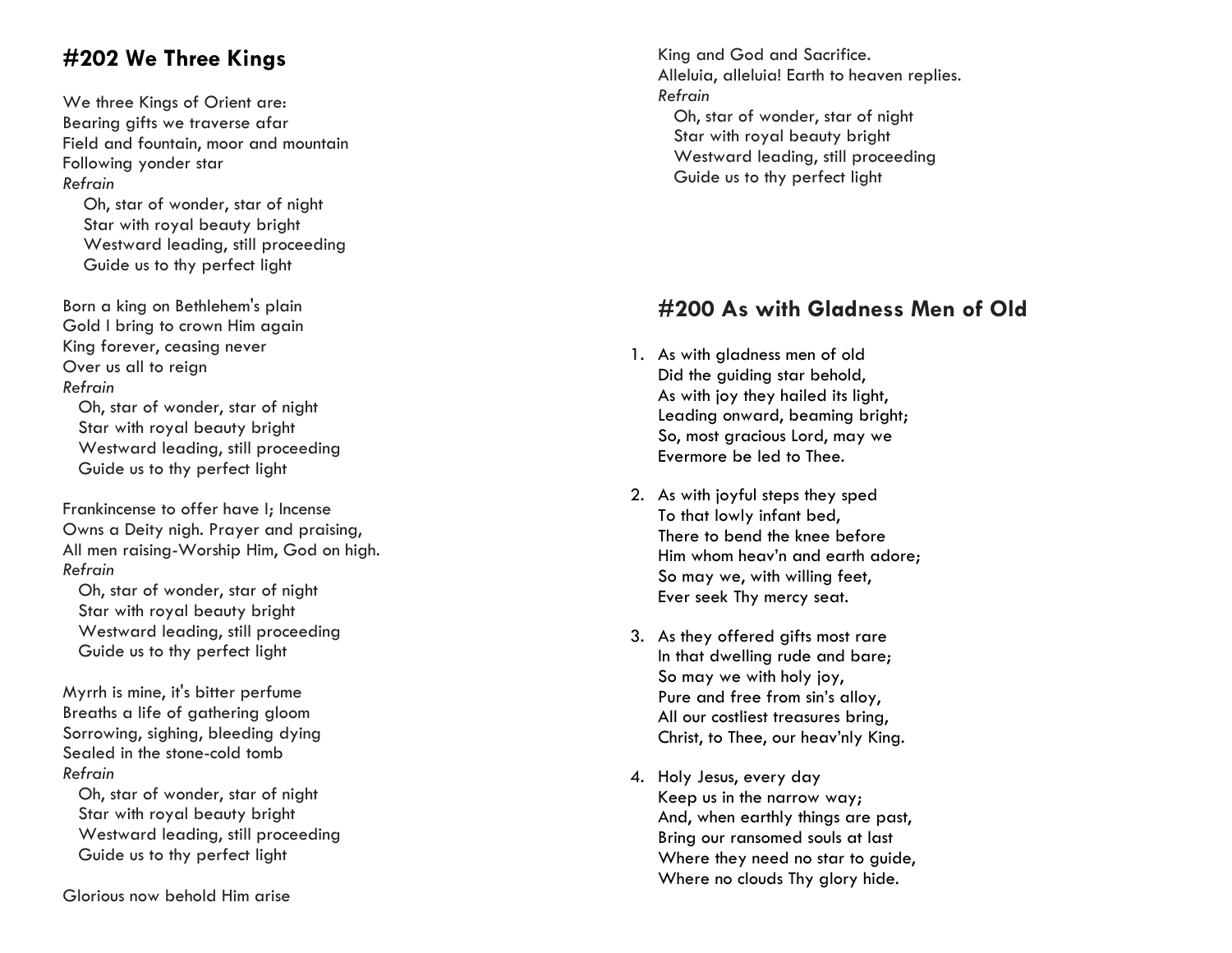## #202 We Three Kings

We three Kings of Orient are:
Bearing gifts we traverse afar
Field and fountain, moor and mountain
Following yonder star
*Refrain*
  Oh, star of wonder, star of night
  Star with royal beauty bright
  Westward leading, still proceeding
  Guide us to thy perfect light

Born a king on Bethlehem's plain
Gold I bring to crown Him again
King forever, ceasing never
Over us all to reign
*Refrain*
  Oh, star of wonder, star of night
  Star with royal beauty bright
  Westward leading, still proceeding
  Guide us to thy perfect light

Frankincense to offer have I; Incense
Owns a Deity nigh. Prayer and praising,
All men raising-Worship Him, God on high.
*Refrain*
  Oh, star of wonder, star of night
  Star with royal beauty bright
  Westward leading, still proceeding
  Guide us to thy perfect light

Myrrh is mine, it's bitter perfume
Breaths a life of gathering gloom
Sorrowing, sighing, bleeding dying
Sealed in the stone-cold tomb
*Refrain*
  Oh, star of wonder, star of night
  Star with royal beauty bright
  Westward leading, still proceeding
  Guide us to thy perfect light

Glorious now behold Him arise
King and God and Sacrifice.
Alleluia, alleluia! Earth to heaven replies.
*Refrain*
  Oh, star of wonder, star of night
  Star with royal beauty bright
  Westward leading, still proceeding
  Guide us to thy perfect light

## #200 As with Gladness Men of Old

1. As with gladness men of old
   Did the guiding star behold,
   As with joy they hailed its light,
   Leading onward, beaming bright;
   So, most gracious Lord, may we
   Evermore be led to Thee.

2. As with joyful steps they sped
   To that lowly infant bed,
   There to bend the knee before
   Him whom heav'n and earth adore;
   So may we, with willing feet,
   Ever seek Thy mercy seat.

3. As they offered gifts most rare
   In that dwelling rude and bare;
   So may we with holy joy,
   Pure and free from sin's alloy,
   All our costliest treasures bring,
   Christ, to Thee, our heav'nly King.

4. Holy Jesus, every day
   Keep us in the narrow way;
   And, when earthly things are past,
   Bring our ransomed souls at last
   Where they need no star to guide,
   Where no clouds Thy glory hide.